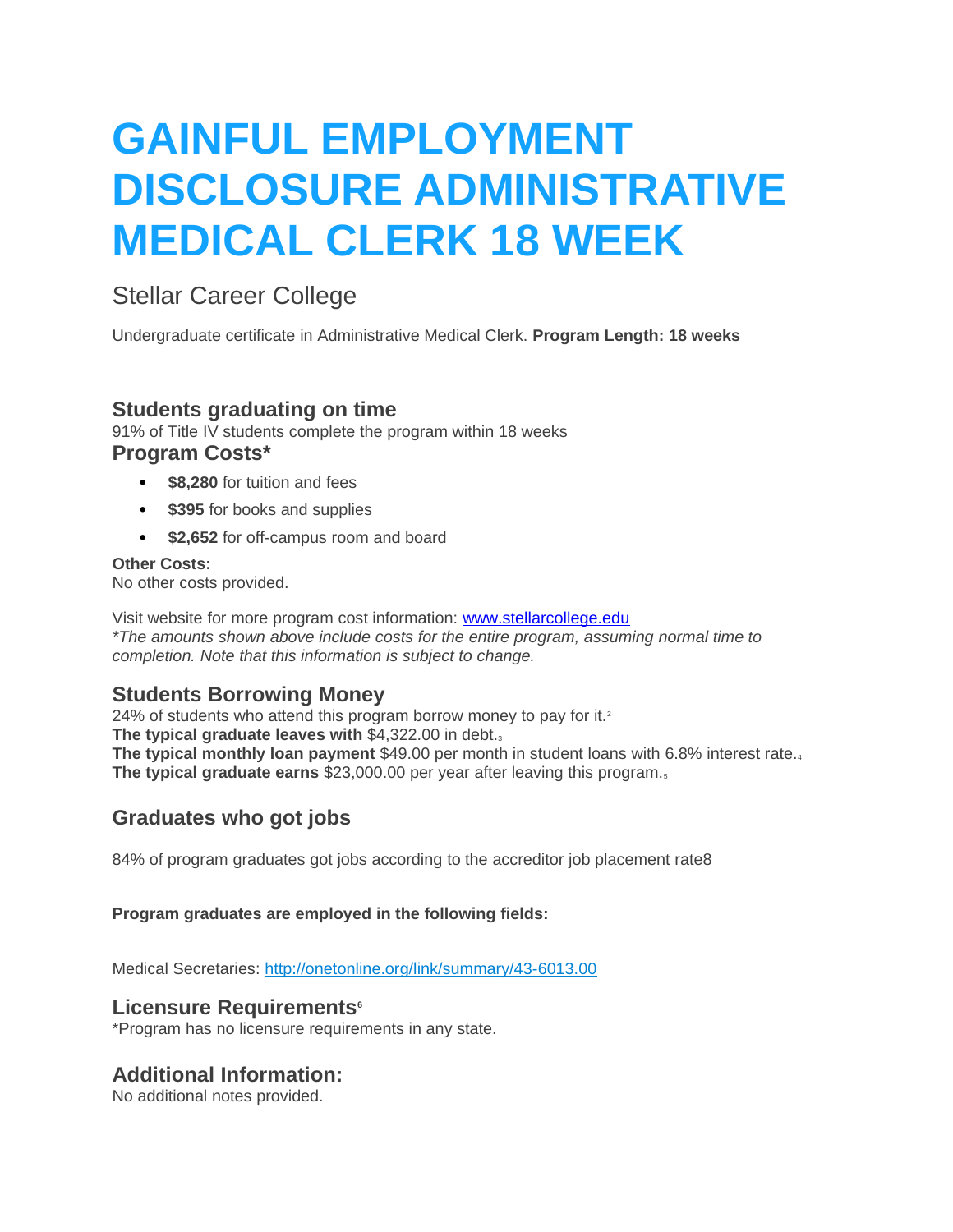# GAINFUL EMPLOYMENT DISCLOSURE ADMINISTRATIVE MEDICAL CLERK 18 WEEK

Stellar Career College

Undergraduate certificate in Administrative Medical Clerk. **Program Length: 18 weeks**

### Students graduating on time

91% of Title IV students complete the program within 18 weeks

### Program Costs*

- **$8,280** for tuition and fees
- **$395** for books and supplies
- **$2,652** for off-campus room and board

**Other Costs:**
No other costs provided.

Visit website for more program cost information: [www.stellarcollege.edu](http://www.stellarcollege.edu)
*The amounts shown above include costs for the entire program, assuming normal time to completion. Note that this information is subject to change.*

### Students Borrowing Money

24% of students who attend this program borrow money to pay for it.[2]
**The typical graduate leaves with** $4,322.00 in debt.[3]
**The typical monthly loan payment** $49.00 per month in student loans with 6.8% interest rate.[4]
**The typical graduate earns** $23,000.00 per year after leaving this program.[5]

### Graduates who got jobs

84% of program graduates got jobs according to the accreditor job placement rate8

**Program graduates are employed in the following fields:**

Medical Secretaries: [http://onetonline.org/link/summary/43-6013.00](http://onetonline.org/link/summary/43-6013.00)

### Licensure Requirements[6]

*Program has no licensure requirements in any state.

### Additional Information:

No additional notes provided.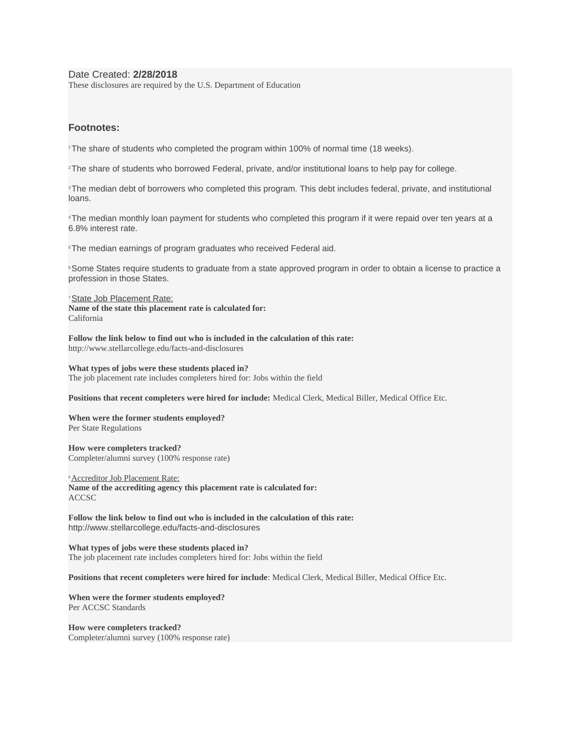Date Created: **2/28/2018**

These disclosures are required by the U.S. Department of Education

## Footnotes:

[1] The share of students who completed the program within 100% of normal time (18 weeks).

[2] The share of students who borrowed Federal, private, and/or institutional loans to help pay for college.

[3] The median debt of borrowers who completed this program. This debt includes federal, private, and institutional loans.

[4] The median monthly loan payment for students who completed this program if it were repaid over ten years at a 6.8% interest rate.

[5] The median earnings of program graduates who received Federal aid.

[6] Some States require students to graduate from a state approved program in order to obtain a license to practice a profession in those States.

[7] State Job Placement Rate:

**Name of the state this placement rate is calculated for:**
California

**Follow the link below to find out who is included in the calculation of this rate:**
http://www.stellarcollege.edu/facts-and-disclosures

**What types of jobs were these students placed in?**
The job placement rate includes completers hired for: Jobs within the field

**Positions that recent completers were hired for include:** Medical Clerk, Medical Biller, Medical Office Etc.

**When were the former students employed?**
Per State Regulations

**How were completers tracked?**
Completer/alumni survey (100% response rate)

[8] Accreditor Job Placement Rate:

**Name of the accrediting agency this placement rate is calculated for:**
ACCSC

**Follow the link below to find out who is included in the calculation of this rate:**
http://www.stellarcollege.edu/facts-and-disclosures

**What types of jobs were these students placed in?**
The job placement rate includes completers hired for: Jobs within the field

**Positions that recent completers were hired for include**: Medical Clerk, Medical Biller, Medical Office Etc.

**When were the former students employed?**
Per ACCSC Standards

**How were completers tracked?**
Completer/alumni survey (100% response rate)